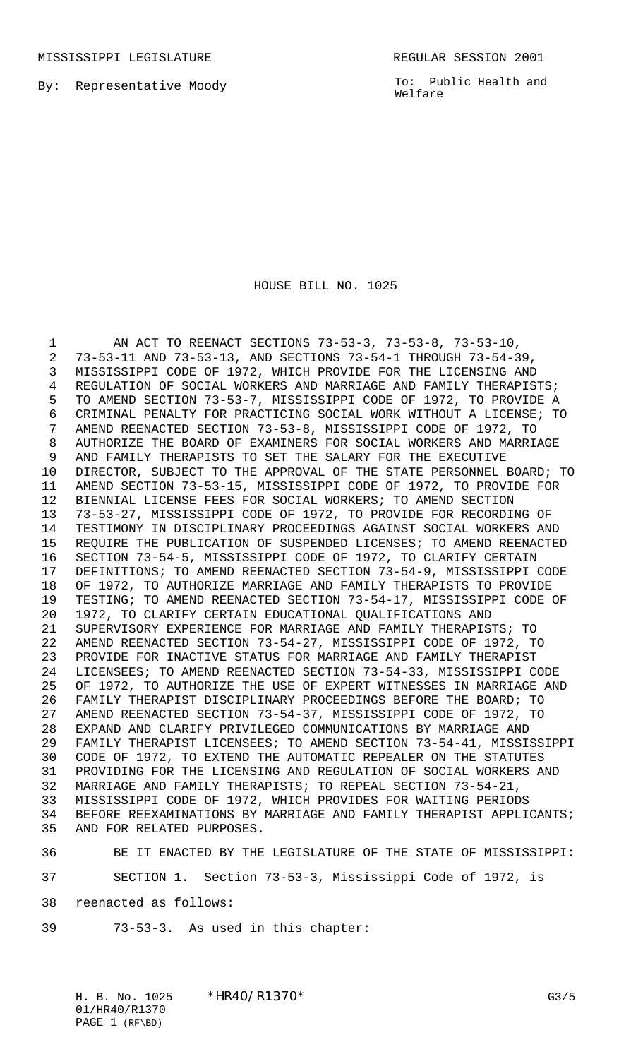MISSISSIPPI LEGISLATURE REGULAR SESSION 2001

By: Representative Moody

To: Public Health and Welfare

# HOUSE BILL NO. 1025

AN ACT TO REENACT SECTIONS 73-53-3, 73-53-8, 73-53-10, 73-53-11 AND 73-53-13, AND SECTIONS 73-54-1 THROUGH 73-54-39, MISSISSIPPI CODE OF 1972, WHICH PROVIDE FOR THE LICENSING AND REGULATION OF SOCIAL WORKERS AND MARRIAGE AND FAMILY THERAPISTS; TO AMEND SECTION 73-53-7, MISSISSIPPI CODE OF 1972, TO PROVIDE A CRIMINAL PENALTY FOR PRACTICING SOCIAL WORK WITHOUT A LICENSE; TO AMEND REENACTED SECTION 73-53-8, MISSISSIPPI CODE OF 1972, TO AUTHORIZE THE BOARD OF EXAMINERS FOR SOCIAL WORKERS AND MARRIAGE AND FAMILY THERAPISTS TO SET THE SALARY FOR THE EXECUTIVE DIRECTOR, SUBJECT TO THE APPROVAL OF THE STATE PERSONNEL BOARD; TO AMEND SECTION 73-53-15, MISSISSIPPI CODE OF 1972, TO PROVIDE FOR BIENNIAL LICENSE FEES FOR SOCIAL WORKERS; TO AMEND SECTION 73-53-27, MISSISSIPPI CODE OF 1972, TO PROVIDE FOR RECORDING OF TESTIMONY IN DISCIPLINARY PROCEEDINGS AGAINST SOCIAL WORKERS AND REQUIRE THE PUBLICATION OF SUSPENDED LICENSES; TO AMEND REENACTED SECTION 73-54-5, MISSISSIPPI CODE OF 1972, TO CLARIFY CERTAIN DEFINITIONS; TO AMEND REENACTED SECTION 73-54-9, MISSISSIPPI CODE OF 1972, TO AUTHORIZE MARRIAGE AND FAMILY THERAPISTS TO PROVIDE TESTING; TO AMEND REENACTED SECTION 73-54-17, MISSISSIPPI CODE OF 1972, TO CLARIFY CERTAIN EDUCATIONAL QUALIFICATIONS AND SUPERVISORY EXPERIENCE FOR MARRIAGE AND FAMILY THERAPISTS; TO AMEND REENACTED SECTION 73-54-27, MISSISSIPPI CODE OF 1972, TO PROVIDE FOR INACTIVE STATUS FOR MARRIAGE AND FAMILY THERAPIST LICENSEES; TO AMEND REENACTED SECTION 73-54-33, MISSISSIPPI CODE OF 1972, TO AUTHORIZE THE USE OF EXPERT WITNESSES IN MARRIAGE AND FAMILY THERAPIST DISCIPLINARY PROCEEDINGS BEFORE THE BOARD; TO AMEND REENACTED SECTION 73-54-37, MISSISSIPPI CODE OF 1972, TO EXPAND AND CLARIFY PRIVILEGED COMMUNICATIONS BY MARRIAGE AND FAMILY THERAPIST LICENSEES; TO AMEND SECTION 73-54-41, MISSISSIPPI CODE OF 1972, TO EXTEND THE AUTOMATIC REPEALER ON THE STATUTES PROVIDING FOR THE LICENSING AND REGULATION OF SOCIAL WORKERS AND MARRIAGE AND FAMILY THERAPISTS; TO REPEAL SECTION 73-54-21, MISSISSIPPI CODE OF 1972, WHICH PROVIDES FOR WAITING PERIODS BEFORE REEXAMINATIONS BY MARRIAGE AND FAMILY THERAPIST APPLICANTS; AND FOR RELATED PURPOSES.

BE IT ENACTED BY THE LEGISLATURE OF THE STATE OF MISSISSIPPI:

SECTION 1. Section 73-53-3, Mississippi Code of 1972, is reenacted as follows:

73-53-3. As used in this chapter: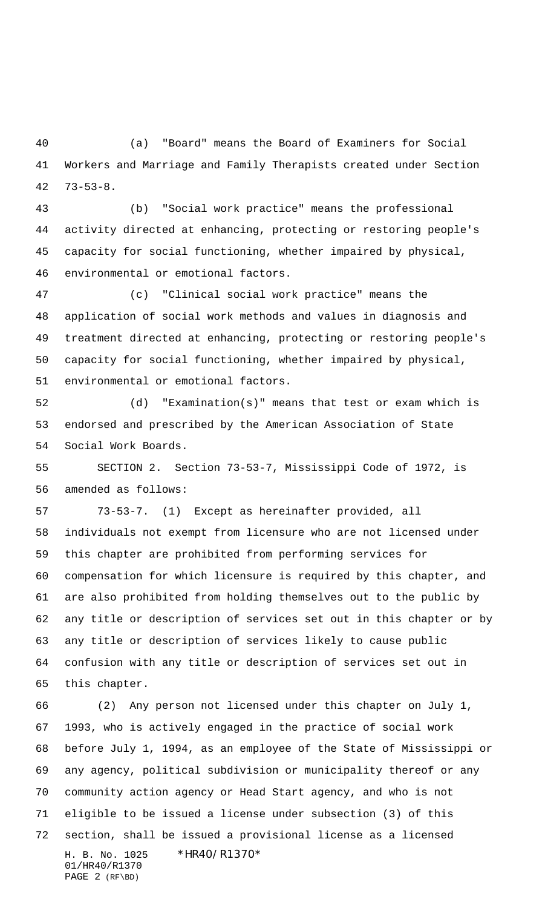(a) "Board" means the Board of Examiners for Social Workers and Marriage and Family Therapists created under Section 73-53-8.

(b) "Social work practice" means the professional activity directed at enhancing, protecting or restoring people's capacity for social functioning, whether impaired by physical, environmental or emotional factors.

(c) "Clinical social work practice" means the application of social work methods and values in diagnosis and treatment directed at enhancing, protecting or restoring people's capacity for social functioning, whether impaired by physical, environmental or emotional factors.

(d) "Examination(s)" means that test or exam which is endorsed and prescribed by the American Association of State Social Work Boards.

SECTION 2. Section 73-53-7, Mississippi Code of 1972, is amended as follows:

73-53-7. (1) Except as hereinafter provided, all individuals not exempt from licensure who are not licensed under this chapter are prohibited from performing services for compensation for which licensure is required by this chapter, and are also prohibited from holding themselves out to the public by any title or description of services set out in this chapter or by any title or description of services likely to cause public confusion with any title or description of services set out in this chapter.

(2) Any person not licensed under this chapter on July 1, 1993, who is actively engaged in the practice of social work before July 1, 1994, as an employee of the State of Mississippi or any agency, political subdivision or municipality thereof or any community action agency or Head Start agency, and who is not eligible to be issued a license under subsection (3) of this section, shall be issued a provisional license as a licensed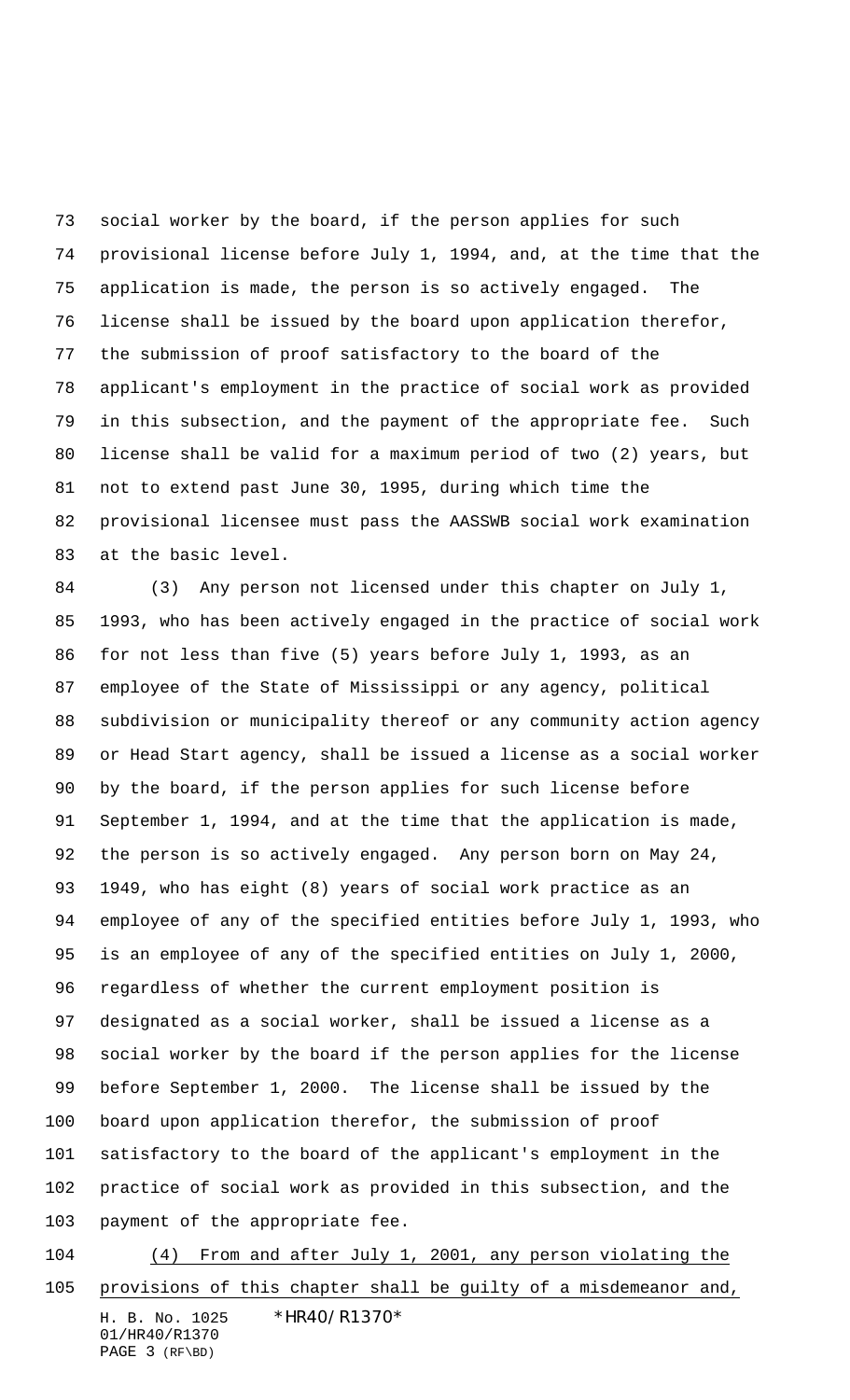social worker by the board, if the person applies for such provisional license before July 1, 1994, and, at the time that the application is made, the person is so actively engaged. The license shall be issued by the board upon application therefor, the submission of proof satisfactory to the board of the applicant's employment in the practice of social work as provided in this subsection, and the payment of the appropriate fee. Such license shall be valid for a maximum period of two (2) years, but not to extend past June 30, 1995, during which time the provisional licensee must pass the AASSWB social work examination at the basic level.

(3) Any person not licensed under this chapter on July 1, 1993, who has been actively engaged in the practice of social work for not less than five (5) years before July 1, 1993, as an employee of the State of Mississippi or any agency, political subdivision or municipality thereof or any community action agency or Head Start agency, shall be issued a license as a social worker by the board, if the person applies for such license before September 1, 1994, and at the time that the application is made, the person is so actively engaged. Any person born on May 24, 1949, who has eight (8) years of social work practice as an employee of any of the specified entities before July 1, 1993, who is an employee of any of the specified entities on July 1, 2000, regardless of whether the current employment position is designated as a social worker, shall be issued a license as a social worker by the board if the person applies for the license before September 1, 2000. The license shall be issued by the board upon application therefor, the submission of proof satisfactory to the board of the applicant's employment in the practice of social work as provided in this subsection, and the payment of the appropriate fee.

<u>(4) From and after July 1, 2001, any person violating the provisions of this chapter shall be guilty of a misdemeanor and,</u>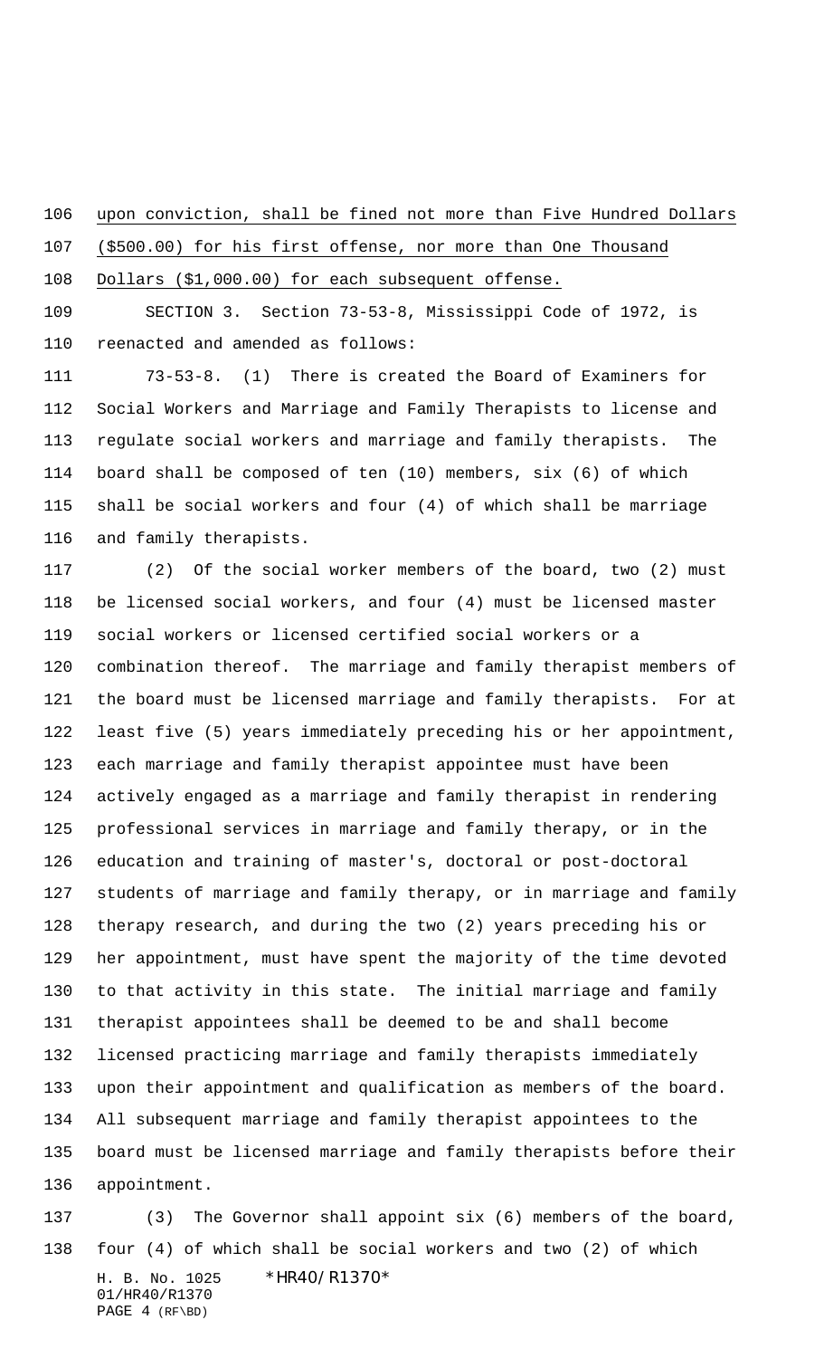upon conviction, shall be fined not more than Five Hundred Dollars ($500.00) for his first offense, nor more than One Thousand Dollars ($1,000.00) for each subsequent offense.

SECTION 3. Section 73-53-8, Mississippi Code of 1972, is reenacted and amended as follows:

73-53-8. (1) There is created the Board of Examiners for Social Workers and Marriage and Family Therapists to license and regulate social workers and marriage and family therapists. The board shall be composed of ten (10) members, six (6) of which shall be social workers and four (4) of which shall be marriage and family therapists.

(2) Of the social worker members of the board, two (2) must be licensed social workers, and four (4) must be licensed master social workers or licensed certified social workers or a combination thereof. The marriage and family therapist members of the board must be licensed marriage and family therapists. For at least five (5) years immediately preceding his or her appointment, each marriage and family therapist appointee must have been actively engaged as a marriage and family therapist in rendering professional services in marriage and family therapy, or in the education and training of master's, doctoral or post-doctoral students of marriage and family therapy, or in marriage and family therapy research, and during the two (2) years preceding his or her appointment, must have spent the majority of the time devoted to that activity in this state. The initial marriage and family therapist appointees shall be deemed to be and shall become licensed practicing marriage and family therapists immediately upon their appointment and qualification as members of the board. All subsequent marriage and family therapist appointees to the board must be licensed marriage and family therapists before their appointment.

(3) The Governor shall appoint six (6) members of the board, four (4) of which shall be social workers and two (2) of which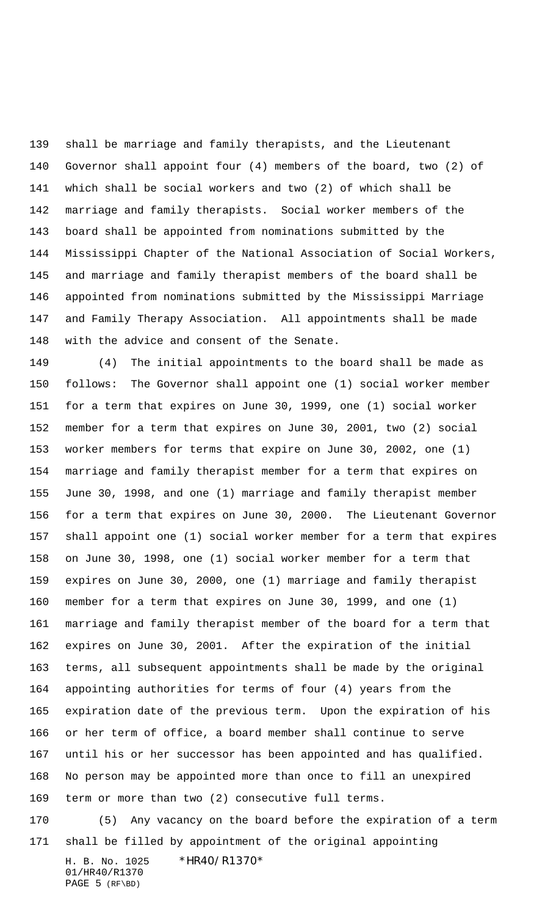shall be marriage and family therapists, and the Lieutenant Governor shall appoint four (4) members of the board, two (2) of which shall be social workers and two (2) of which shall be marriage and family therapists. Social worker members of the board shall be appointed from nominations submitted by the Mississippi Chapter of the National Association of Social Workers, and marriage and family therapist members of the board shall be appointed from nominations submitted by the Mississippi Marriage and Family Therapy Association. All appointments shall be made with the advice and consent of the Senate.

(4) The initial appointments to the board shall be made as follows: The Governor shall appoint one (1) social worker member for a term that expires on June 30, 1999, one (1) social worker member for a term that expires on June 30, 2001, two (2) social worker members for terms that expire on June 30, 2002, one (1) marriage and family therapist member for a term that expires on June 30, 1998, and one (1) marriage and family therapist member for a term that expires on June 30, 2000. The Lieutenant Governor shall appoint one (1) social worker member for a term that expires on June 30, 1998, one (1) social worker member for a term that expires on June 30, 2000, one (1) marriage and family therapist member for a term that expires on June 30, 1999, and one (1) marriage and family therapist member of the board for a term that expires on June 30, 2001. After the expiration of the initial terms, all subsequent appointments shall be made by the original appointing authorities for terms of four (4) years from the expiration date of the previous term. Upon the expiration of his or her term of office, a board member shall continue to serve until his or her successor has been appointed and has qualified. No person may be appointed more than once to fill an unexpired term or more than two (2) consecutive full terms.

(5) Any vacancy on the board before the expiration of a term shall be filled by appointment of the original appointing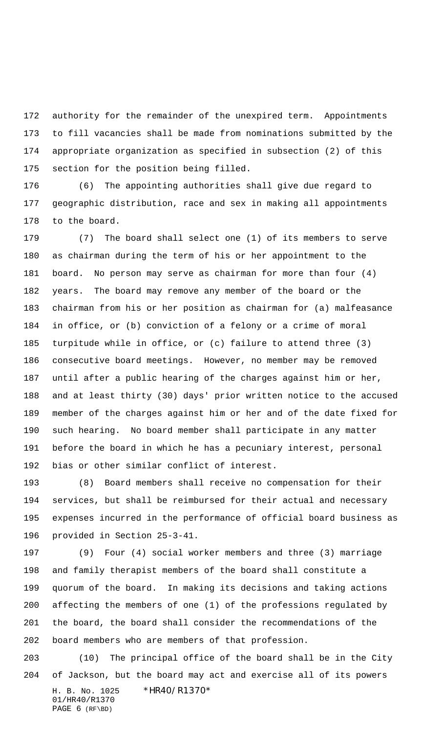authority for the remainder of the unexpired term. Appointments to fill vacancies shall be made from nominations submitted by the appropriate organization as specified in subsection (2) of this section for the position being filled.

(6) The appointing authorities shall give due regard to geographic distribution, race and sex in making all appointments to the board.

(7) The board shall select one (1) of its members to serve as chairman during the term of his or her appointment to the board. No person may serve as chairman for more than four (4) years. The board may remove any member of the board or the chairman from his or her position as chairman for (a) malfeasance in office, or (b) conviction of a felony or a crime of moral turpitude while in office, or (c) failure to attend three (3) consecutive board meetings. However, no member may be removed until after a public hearing of the charges against him or her, and at least thirty (30) days' prior written notice to the accused member of the charges against him or her and of the date fixed for such hearing. No board member shall participate in any matter before the board in which he has a pecuniary interest, personal bias or other similar conflict of interest.

(8) Board members shall receive no compensation for their services, but shall be reimbursed for their actual and necessary expenses incurred in the performance of official board business as provided in Section 25-3-41.

(9) Four (4) social worker members and three (3) marriage and family therapist members of the board shall constitute a quorum of the board. In making its decisions and taking actions affecting the members of one (1) of the professions regulated by the board, the board shall consider the recommendations of the board members who are members of that profession.

(10) The principal office of the board shall be in the City of Jackson, but the board may act and exercise all of its powers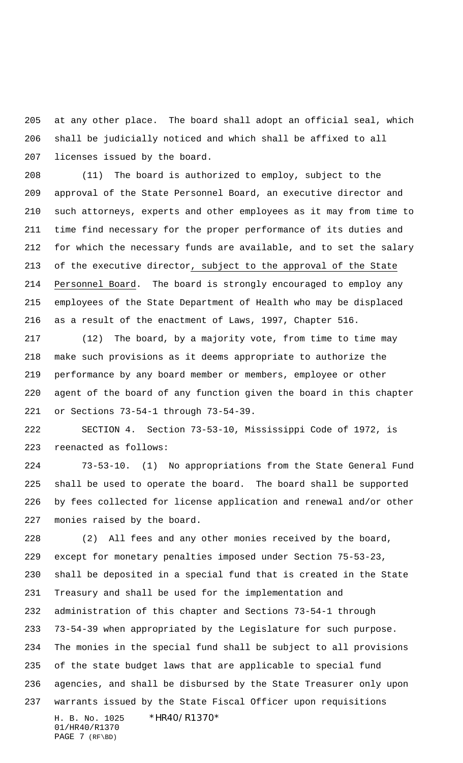at any other place. The board shall adopt an official seal, which shall be judicially noticed and which shall be affixed to all licenses issued by the board.

(11) The board is authorized to employ, subject to the approval of the State Personnel Board, an executive director and such attorneys, experts and other employees as it may from time to time find necessary for the proper performance of its duties and for which the necessary funds are available, and to set the salary of the executive director, subject to the approval of the State Personnel Board. The board is strongly encouraged to employ any employees of the State Department of Health who may be displaced as a result of the enactment of Laws, 1997, Chapter 516.

(12) The board, by a majority vote, from time to time may make such provisions as it deems appropriate to authorize the performance by any board member or members, employee or other agent of the board of any function given the board in this chapter or Sections 73-54-1 through 73-54-39.

SECTION 4. Section 73-53-10, Mississippi Code of 1972, is reenacted as follows:

73-53-10. (1) No appropriations from the State General Fund shall be used to operate the board. The board shall be supported by fees collected for license application and renewal and/or other monies raised by the board.

(2) All fees and any other monies received by the board, except for monetary penalties imposed under Section 75-53-23, shall be deposited in a special fund that is created in the State Treasury and shall be used for the implementation and administration of this chapter and Sections 73-54-1 through 73-54-39 when appropriated by the Legislature for such purpose. The monies in the special fund shall be subject to all provisions of the state budget laws that are applicable to special fund agencies, and shall be disbursed by the State Treasurer only upon warrants issued by the State Fiscal Officer upon requisitions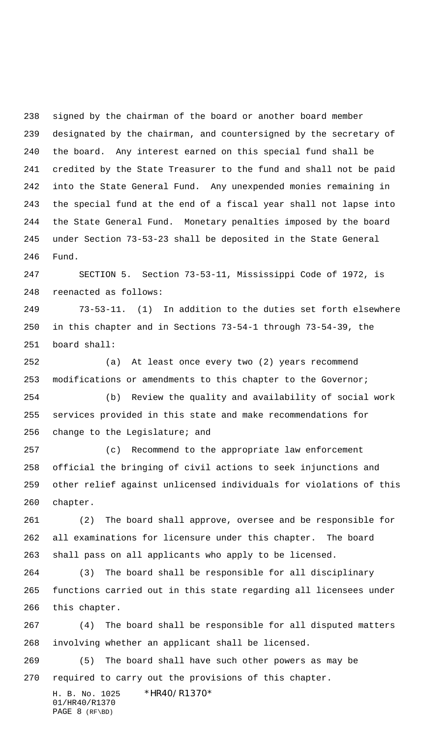signed by the chairman of the board or another board member designated by the chairman, and countersigned by the secretary of the board. Any interest earned on this special fund shall be credited by the State Treasurer to the fund and shall not be paid into the State General Fund. Any unexpended monies remaining in the special fund at the end of a fiscal year shall not lapse into the State General Fund. Monetary penalties imposed by the board under Section 73-53-23 shall be deposited in the State General Fund.

SECTION 5. Section 73-53-11, Mississippi Code of 1972, is reenacted as follows:

73-53-11. (1) In addition to the duties set forth elsewhere in this chapter and in Sections 73-54-1 through 73-54-39, the board shall:

(a) At least once every two (2) years recommend modifications or amendments to this chapter to the Governor;

(b) Review the quality and availability of social work services provided in this state and make recommendations for change to the Legislature; and

(c) Recommend to the appropriate law enforcement official the bringing of civil actions to seek injunctions and other relief against unlicensed individuals for violations of this chapter.

(2) The board shall approve, oversee and be responsible for all examinations for licensure under this chapter. The board shall pass on all applicants who apply to be licensed.

(3) The board shall be responsible for all disciplinary functions carried out in this state regarding all licensees under this chapter.

(4) The board shall be responsible for all disputed matters involving whether an applicant shall be licensed.

(5) The board shall have such other powers as may be required to carry out the provisions of this chapter.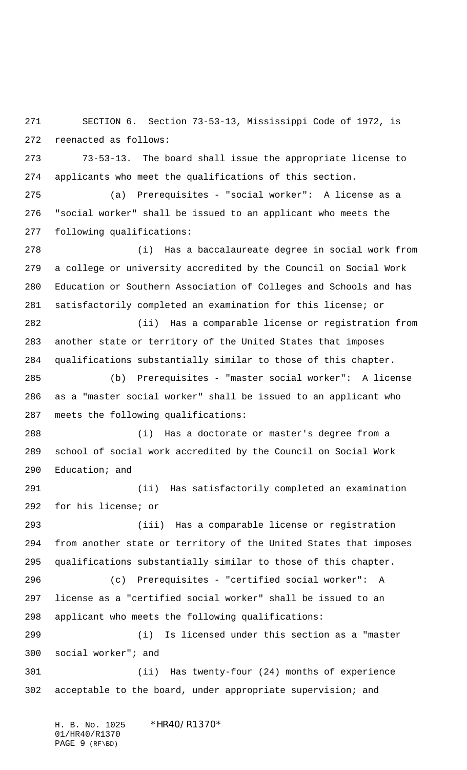SECTION 6. Section 73-53-13, Mississippi Code of 1972, is reenacted as follows:

73-53-13. The board shall issue the appropriate license to applicants who meet the qualifications of this section.

(a) Prerequisites - "social worker": A license as a "social worker" shall be issued to an applicant who meets the following qualifications:

(i) Has a baccalaureate degree in social work from a college or university accredited by the Council on Social Work Education or Southern Association of Colleges and Schools and has satisfactorily completed an examination for this license; or

(ii) Has a comparable license or registration from another state or territory of the United States that imposes qualifications substantially similar to those of this chapter.

(b) Prerequisites - "master social worker": A license as a "master social worker" shall be issued to an applicant who meets the following qualifications:

(i) Has a doctorate or master's degree from a school of social work accredited by the Council on Social Work Education; and

(ii) Has satisfactorily completed an examination for his license; or

(iii) Has a comparable license or registration from another state or territory of the United States that imposes qualifications substantially similar to those of this chapter.

(c) Prerequisites - "certified social worker": A license as a "certified social worker" shall be issued to an applicant who meets the following qualifications:

(i) Is licensed under this section as a "master social worker"; and

(ii) Has twenty-four (24) months of experience acceptable to the board, under appropriate supervision; and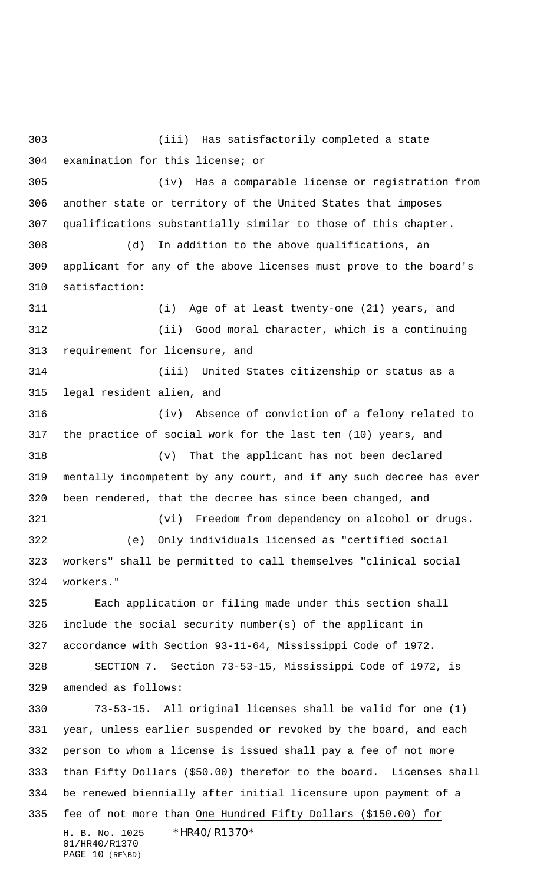(iii) Has satisfactorily completed a state examination for this license; or

(iv) Has a comparable license or registration from another state or territory of the United States that imposes qualifications substantially similar to those of this chapter.

(d) In addition to the above qualifications, an applicant for any of the above licenses must prove to the board's satisfaction:

(i) Age of at least twenty-one (21) years, and

(ii) Good moral character, which is a continuing requirement for licensure, and

(iii) United States citizenship or status as a legal resident alien, and

(iv) Absence of conviction of a felony related to the practice of social work for the last ten (10) years, and

(v) That the applicant has not been declared mentally incompetent by any court, and if any such decree has ever been rendered, that the decree has since been changed, and

(vi) Freedom from dependency on alcohol or drugs.

(e) Only individuals licensed as "certified social workers" shall be permitted to call themselves "clinical social workers."

Each application or filing made under this section shall include the social security number(s) of the applicant in accordance with Section 93-11-64, Mississippi Code of 1972.

SECTION 7. Section 73-53-15, Mississippi Code of 1972, is amended as follows:

73-53-15. All original licenses shall be valid for one (1) year, unless earlier suspended or revoked by the board, and each person to whom a license is issued shall pay a fee of not more than Fifty Dollars ($50.00) therefor to the board. Licenses shall be renewed <u>biennially</u> after initial licensure upon payment of a fee of not more than <u>One Hundred Fifty Dollars ($150.00) for</u>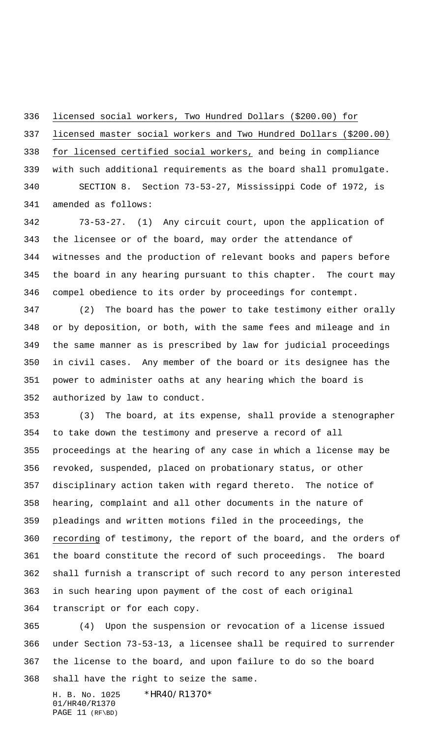licensed social workers, Two Hundred Dollars ($200.00) for licensed master social workers and Two Hundred Dollars ($200.00) for licensed certified social workers, and being in compliance with such additional requirements as the board shall promulgate.

SECTION 8. Section 73-53-27, Mississippi Code of 1972, is amended as follows:

73-53-27. (1) Any circuit court, upon the application of the licensee or of the board, may order the attendance of witnesses and the production of relevant books and papers before the board in any hearing pursuant to this chapter. The court may compel obedience to its order by proceedings for contempt.

(2) The board has the power to take testimony either orally or by deposition, or both, with the same fees and mileage and in the same manner as is prescribed by law for judicial proceedings in civil cases. Any member of the board or its designee has the power to administer oaths at any hearing which the board is authorized by law to conduct.

(3) The board, at its expense, shall provide a stenographer to take down the testimony and preserve a record of all proceedings at the hearing of any case in which a license may be revoked, suspended, placed on probationary status, or other disciplinary action taken with regard thereto. The notice of hearing, complaint and all other documents in the nature of pleadings and written motions filed in the proceedings, the recording of testimony, the report of the board, and the orders of the board constitute the record of such proceedings. The board shall furnish a transcript of such record to any person interested in such hearing upon payment of the cost of each original transcript or for each copy.

(4) Upon the suspension or revocation of a license issued under Section 73-53-13, a licensee shall be required to surrender the license to the board, and upon failure to do so the board shall have the right to seize the same.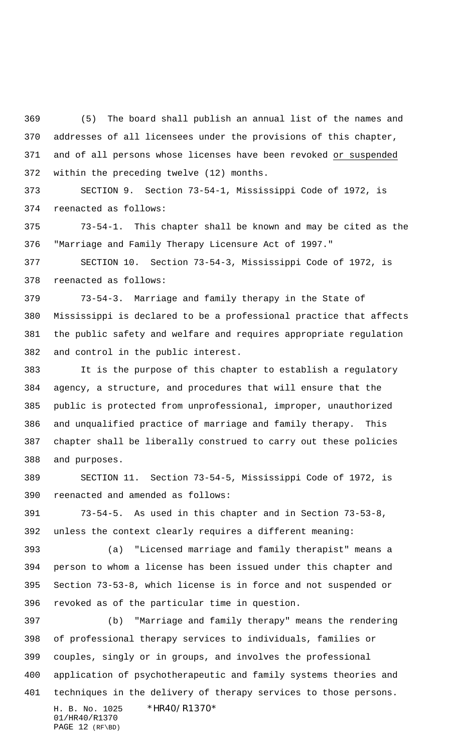(5) The board shall publish an annual list of the names and addresses of all licensees under the provisions of this chapter, and of all persons whose licenses have been revoked or suspended within the preceding twelve (12) months.

SECTION 9. Section 73-54-1, Mississippi Code of 1972, is reenacted as follows:

73-54-1. This chapter shall be known and may be cited as the "Marriage and Family Therapy Licensure Act of 1997."

SECTION 10. Section 73-54-3, Mississippi Code of 1972, is reenacted as follows:

73-54-3. Marriage and family therapy in the State of Mississippi is declared to be a professional practice that affects the public safety and welfare and requires appropriate regulation and control in the public interest.

It is the purpose of this chapter to establish a regulatory agency, a structure, and procedures that will ensure that the public is protected from unprofessional, improper, unauthorized and unqualified practice of marriage and family therapy. This chapter shall be liberally construed to carry out these policies and purposes.

SECTION 11. Section 73-54-5, Mississippi Code of 1972, is reenacted and amended as follows:

73-54-5. As used in this chapter and in Section 73-53-8, unless the context clearly requires a different meaning:

(a) "Licensed marriage and family therapist" means a person to whom a license has been issued under this chapter and Section 73-53-8, which license is in force and not suspended or revoked as of the particular time in question.

(b) "Marriage and family therapy" means the rendering of professional therapy services to individuals, families or couples, singly or in groups, and involves the professional application of psychotherapeutic and family systems theories and techniques in the delivery of therapy services to those persons.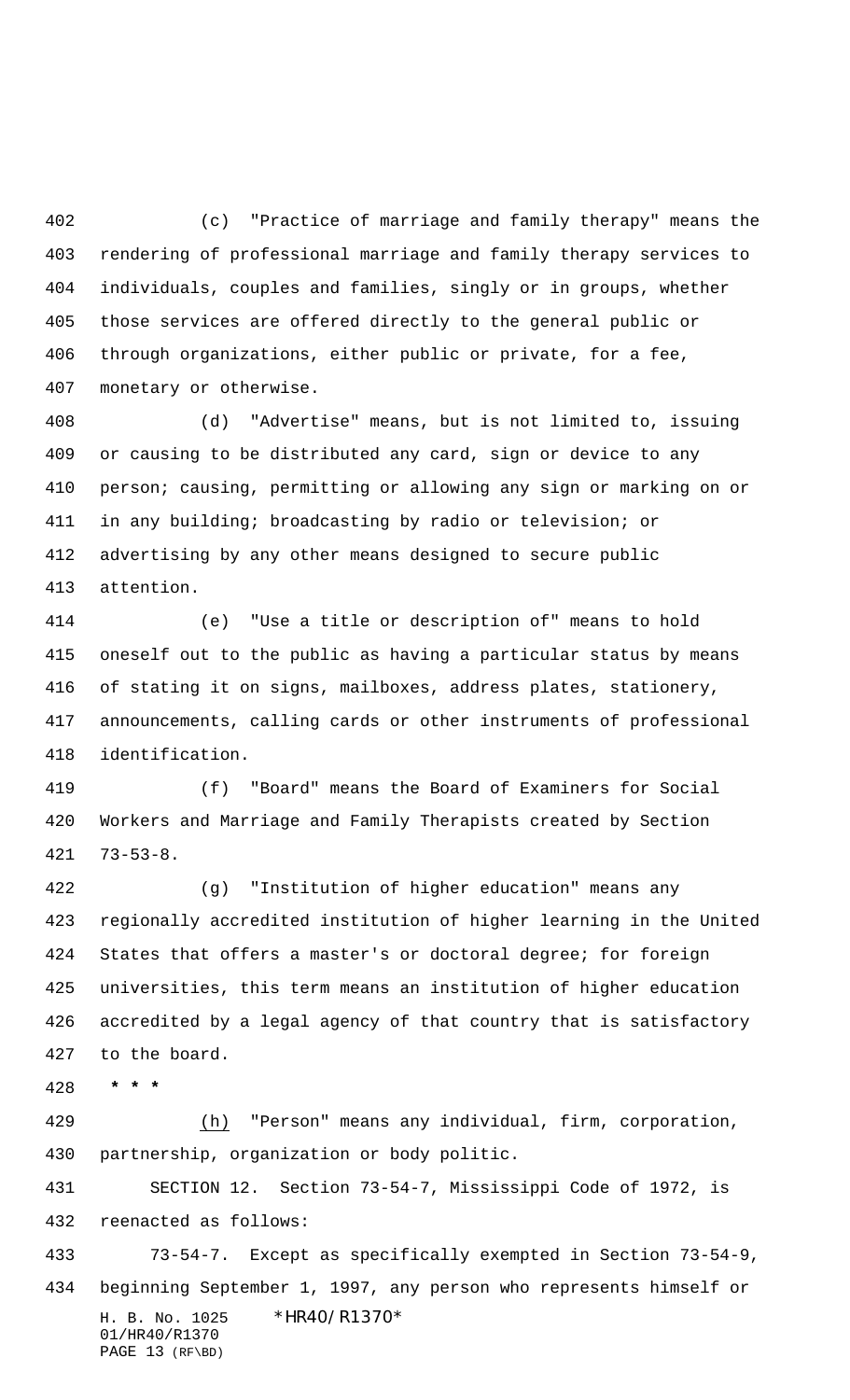(c) "Practice of marriage and family therapy" means the rendering of professional marriage and family therapy services to individuals, couples and families, singly or in groups, whether those services are offered directly to the general public or through organizations, either public or private, for a fee, monetary or otherwise.

(d) "Advertise" means, but is not limited to, issuing or causing to be distributed any card, sign or device to any person; causing, permitting or allowing any sign or marking on or in any building; broadcasting by radio or television; or advertising by any other means designed to secure public attention.

(e) "Use a title or description of" means to hold oneself out to the public as having a particular status by means of stating it on signs, mailboxes, address plates, stationery, announcements, calling cards or other instruments of professional identification.

(f) "Board" means the Board of Examiners for Social Workers and Marriage and Family Therapists created by Section 73-53-8.

(g) "Institution of higher education" means any regionally accredited institution of higher learning in the United States that offers a master's or doctoral degree; for foreign universities, this term means an institution of higher education accredited by a legal agency of that country that is satisfactory to the board.

**\* \* \***

(h) "Person" means any individual, firm, corporation, partnership, organization or body politic.

SECTION 12. Section 73-54-7, Mississippi Code of 1972, is reenacted as follows:

73-54-7. Except as specifically exempted in Section 73-54-9, beginning September 1, 1997, any person who represents himself or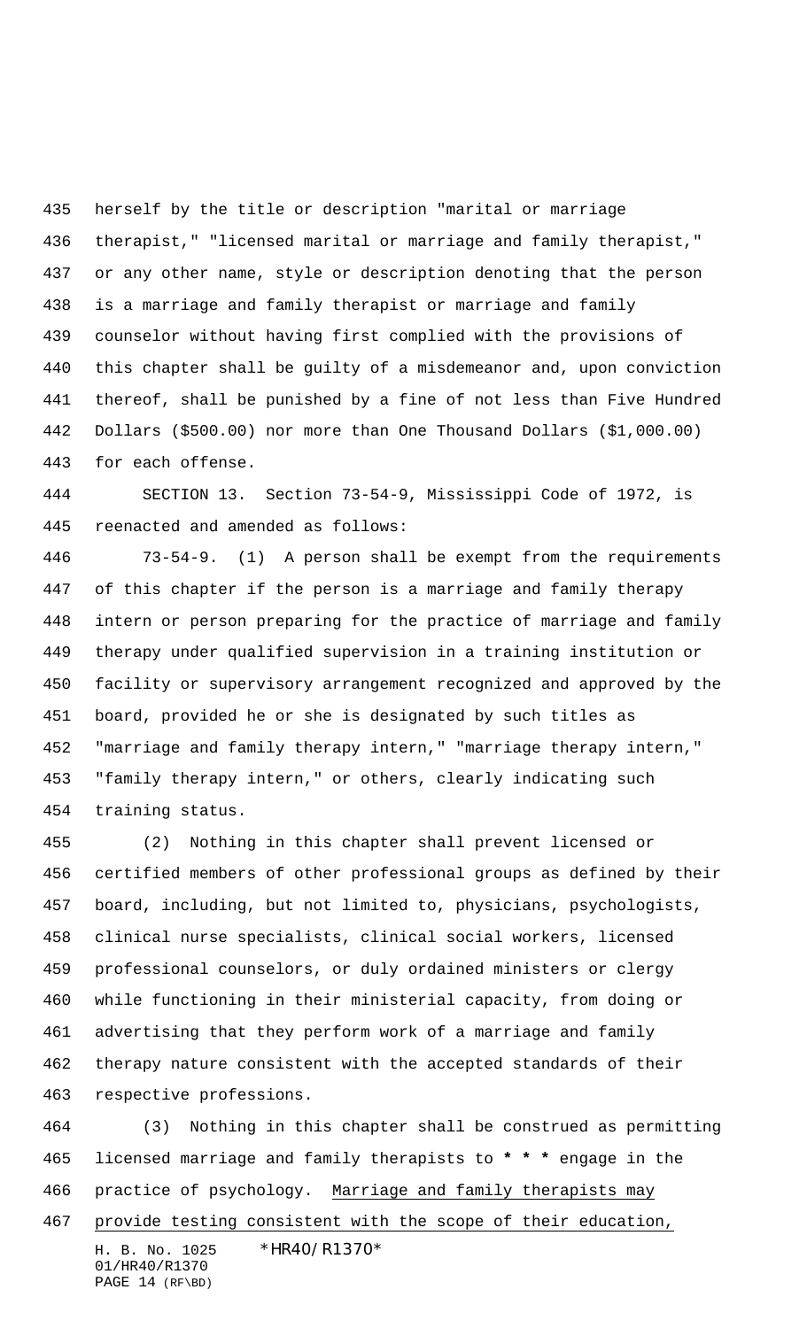herself by the title or description "marital or marriage therapist," "licensed marital or marriage and family therapist," or any other name, style or description denoting that the person is a marriage and family therapist or marriage and family counselor without having first complied with the provisions of this chapter shall be guilty of a misdemeanor and, upon conviction thereof, shall be punished by a fine of not less than Five Hundred Dollars ($500.00) nor more than One Thousand Dollars ($1,000.00) for each offense.

SECTION 13. Section 73-54-9, Mississippi Code of 1972, is reenacted and amended as follows:

73-54-9. (1) A person shall be exempt from the requirements of this chapter if the person is a marriage and family therapy intern or person preparing for the practice of marriage and family therapy under qualified supervision in a training institution or facility or supervisory arrangement recognized and approved by the board, provided he or she is designated by such titles as "marriage and family therapy intern," "marriage therapy intern," "family therapy intern," or others, clearly indicating such training status.

(2) Nothing in this chapter shall prevent licensed or certified members of other professional groups as defined by their board, including, but not limited to, physicians, psychologists, clinical nurse specialists, clinical social workers, licensed professional counselors, or duly ordained ministers or clergy while functioning in their ministerial capacity, from doing or advertising that they perform work of a marriage and family therapy nature consistent with the accepted standards of their respective professions.

(3) Nothing in this chapter shall be construed as permitting licensed marriage and family therapists to * * * engage in the practice of psychology. <u>Marriage and family therapists may provide testing consistent with the scope of their education,</u>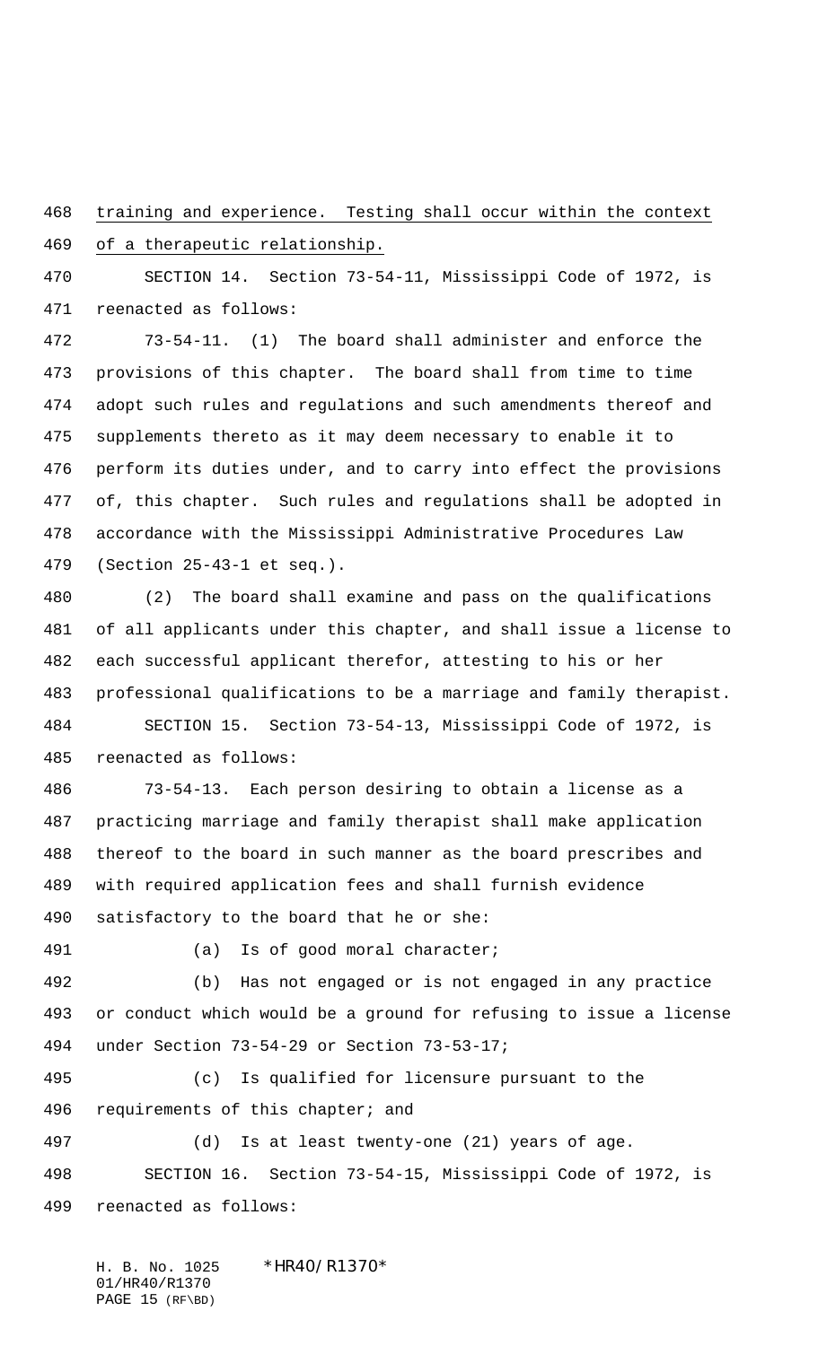training and experience. Testing shall occur within the context of a therapeutic relationship.

SECTION 14. Section 73-54-11, Mississippi Code of 1972, is reenacted as follows:

73-54-11. (1) The board shall administer and enforce the provisions of this chapter. The board shall from time to time adopt such rules and regulations and such amendments thereof and supplements thereto as it may deem necessary to enable it to perform its duties under, and to carry into effect the provisions of, this chapter. Such rules and regulations shall be adopted in accordance with the Mississippi Administrative Procedures Law (Section 25-43-1 et seq.).

(2) The board shall examine and pass on the qualifications of all applicants under this chapter, and shall issue a license to each successful applicant therefor, attesting to his or her professional qualifications to be a marriage and family therapist.

SECTION 15. Section 73-54-13, Mississippi Code of 1972, is reenacted as follows:

73-54-13. Each person desiring to obtain a license as a practicing marriage and family therapist shall make application thereof to the board in such manner as the board prescribes and with required application fees and shall furnish evidence satisfactory to the board that he or she:

(a) Is of good moral character;

(b) Has not engaged or is not engaged in any practice or conduct which would be a ground for refusing to issue a license under Section 73-54-29 or Section 73-53-17;

(c) Is qualified for licensure pursuant to the requirements of this chapter; and

(d) Is at least twenty-one (21) years of age.

SECTION 16. Section 73-54-15, Mississippi Code of 1972, is reenacted as follows: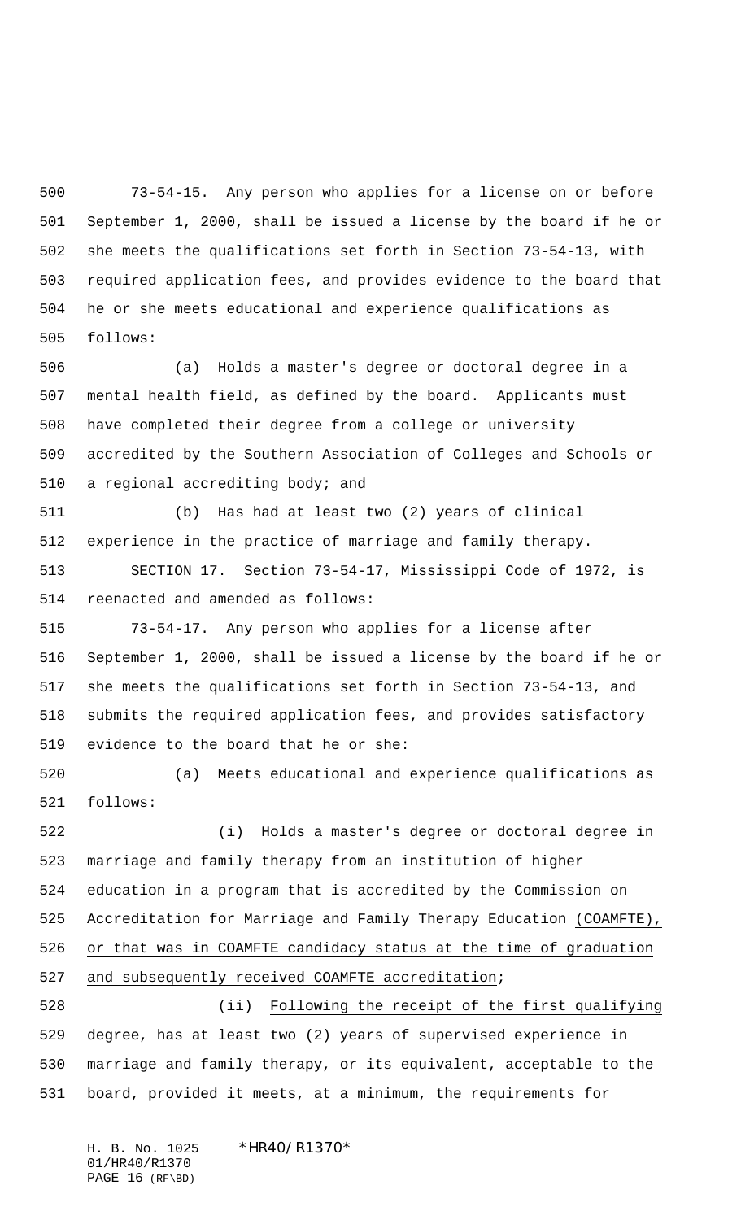73-54-15. Any person who applies for a license on or before September 1, 2000, shall be issued a license by the board if he or she meets the qualifications set forth in Section 73-54-13, with required application fees, and provides evidence to the board that he or she meets educational and experience qualifications as follows:

(a) Holds a master's degree or doctoral degree in a mental health field, as defined by the board. Applicants must have completed their degree from a college or university accredited by the Southern Association of Colleges and Schools or a regional accrediting body; and

(b) Has had at least two (2) years of clinical experience in the practice of marriage and family therapy.

SECTION 17. Section 73-54-17, Mississippi Code of 1972, is reenacted and amended as follows:

73-54-17. Any person who applies for a license after September 1, 2000, shall be issued a license by the board if he or she meets the qualifications set forth in Section 73-54-13, and submits the required application fees, and provides satisfactory evidence to the board that he or she:

(a) Meets educational and experience qualifications as follows:

(i) Holds a master's degree or doctoral degree in marriage and family therapy from an institution of higher education in a program that is accredited by the Commission on Accreditation for Marriage and Family Therapy Education (COAMFTE), or that was in COAMFTE candidacy status at the time of graduation and subsequently received COAMFTE accreditation;

(ii) Following the receipt of the first qualifying degree, has at least two (2) years of supervised experience in marriage and family therapy, or its equivalent, acceptable to the board, provided it meets, at a minimum, the requirements for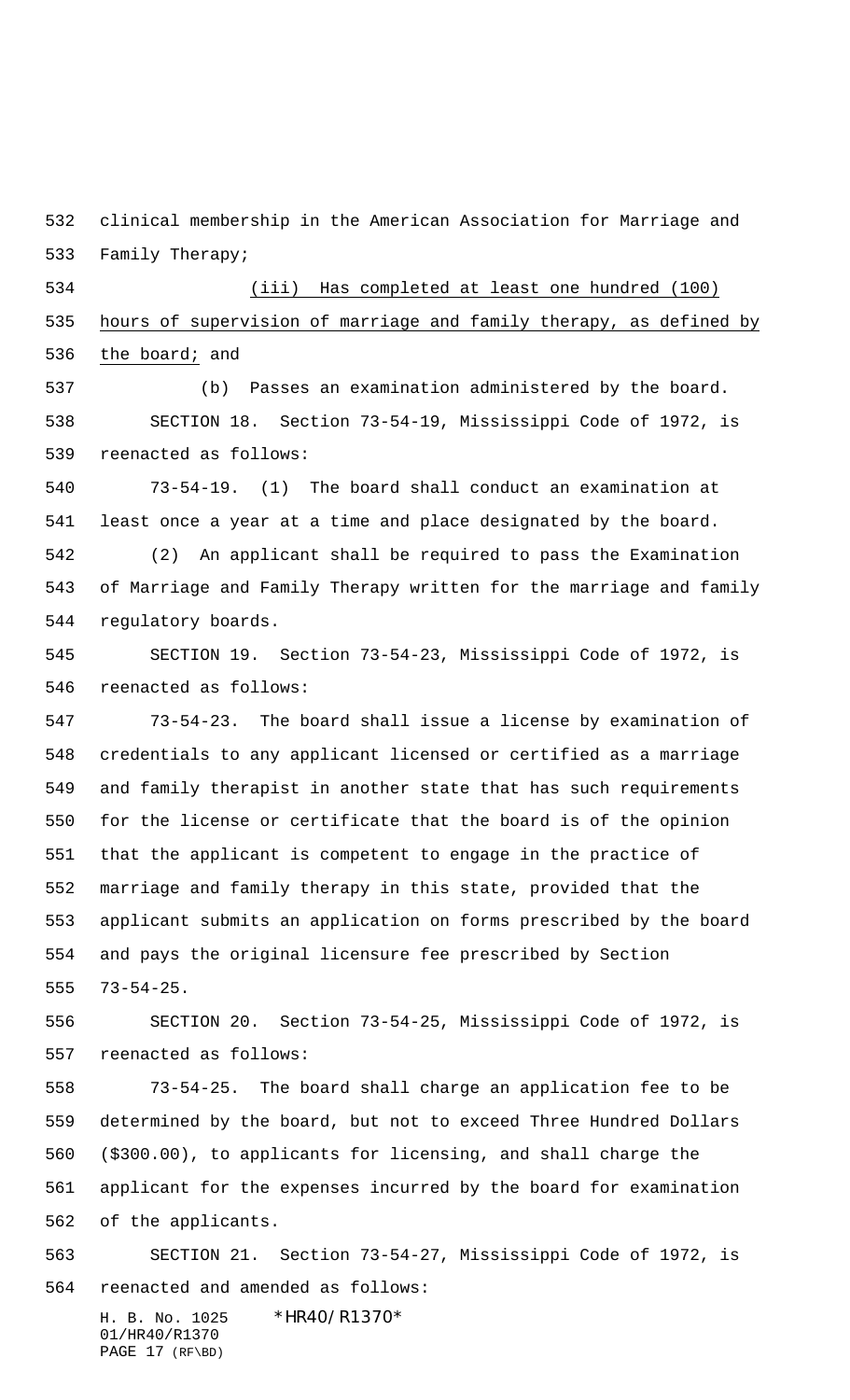clinical membership in the American Association for Marriage and Family Therapy;

(iii) Has completed at least one hundred (100) hours of supervision of marriage and family therapy, as defined by the board; and

(b) Passes an examination administered by the board.

SECTION 18. Section 73-54-19, Mississippi Code of 1972, is reenacted as follows:

73-54-19. (1) The board shall conduct an examination at least once a year at a time and place designated by the board.

(2) An applicant shall be required to pass the Examination of Marriage and Family Therapy written for the marriage and family regulatory boards.

SECTION 19. Section 73-54-23, Mississippi Code of 1972, is reenacted as follows:

73-54-23. The board shall issue a license by examination of credentials to any applicant licensed or certified as a marriage and family therapist in another state that has such requirements for the license or certificate that the board is of the opinion that the applicant is competent to engage in the practice of marriage and family therapy in this state, provided that the applicant submits an application on forms prescribed by the board and pays the original licensure fee prescribed by Section 73-54-25.

SECTION 20. Section 73-54-25, Mississippi Code of 1972, is reenacted as follows:

73-54-25. The board shall charge an application fee to be determined by the board, but not to exceed Three Hundred Dollars ($300.00), to applicants for licensing, and shall charge the applicant for the expenses incurred by the board for examination of the applicants.

SECTION 21. Section 73-54-27, Mississippi Code of 1972, is reenacted and amended as follows: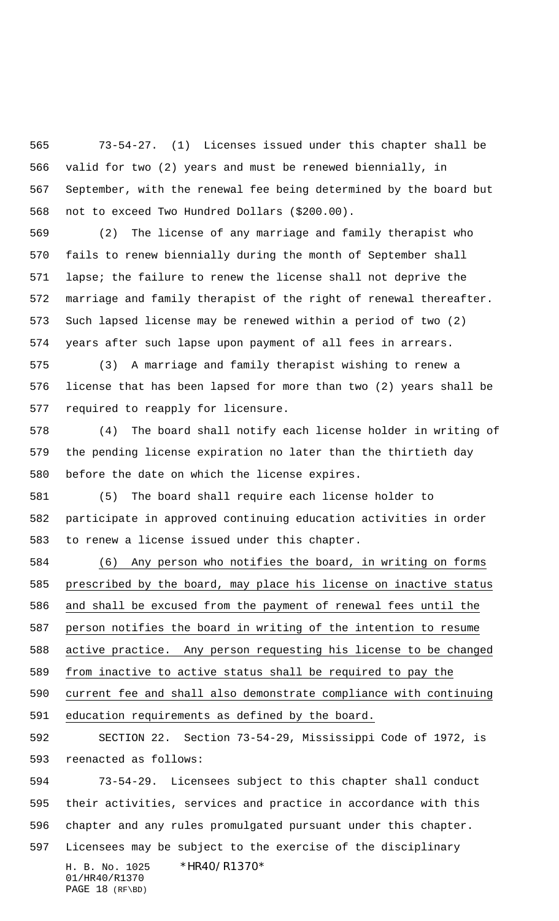73-54-27. (1) Licenses issued under this chapter shall be valid for two (2) years and must be renewed biennially, in September, with the renewal fee being determined by the board but not to exceed Two Hundred Dollars ($200.00).

(2) The license of any marriage and family therapist who fails to renew biennially during the month of September shall lapse; the failure to renew the license shall not deprive the marriage and family therapist of the right of renewal thereafter. Such lapsed license may be renewed within a period of two (2) years after such lapse upon payment of all fees in arrears.

(3) A marriage and family therapist wishing to renew a license that has been lapsed for more than two (2) years shall be required to reapply for licensure.

(4) The board shall notify each license holder in writing of the pending license expiration no later than the thirtieth day before the date on which the license expires.

(5) The board shall require each license holder to participate in approved continuing education activities in order to renew a license issued under this chapter.

<u>(6) Any person who notifies the board, in writing on forms prescribed by the board, may place his license on inactive status and shall be excused from the payment of renewal fees until the person notifies the board in writing of the intention to resume active practice. Any person requesting his license to be changed from inactive to active status shall be required to pay the current fee and shall also demonstrate compliance with continuing education requirements as defined by the board.</u>

SECTION 22. Section 73-54-29, Mississippi Code of 1972, is reenacted as follows:

73-54-29. Licensees subject to this chapter shall conduct their activities, services and practice in accordance with this chapter and any rules promulgated pursuant under this chapter. Licensees may be subject to the exercise of the disciplinary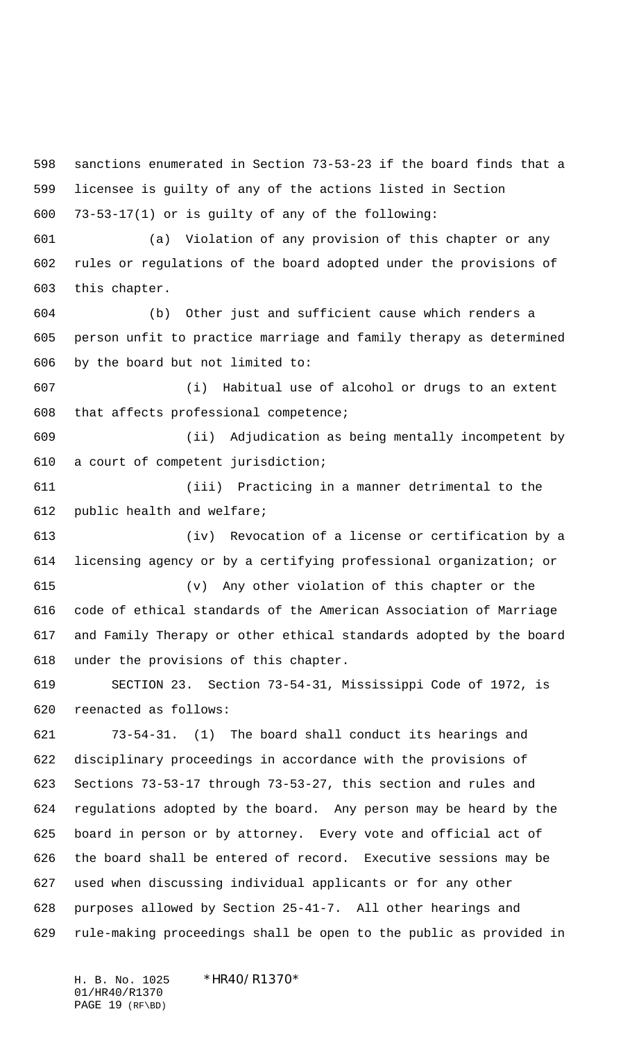sanctions enumerated in Section 73-53-23 if the board finds that a licensee is guilty of any of the actions listed in Section 73-53-17(1) or is guilty of any of the following:

(a) Violation of any provision of this chapter or any rules or regulations of the board adopted under the provisions of this chapter.

(b) Other just and sufficient cause which renders a person unfit to practice marriage and family therapy as determined by the board but not limited to:

(i) Habitual use of alcohol or drugs to an extent that affects professional competence;

(ii) Adjudication as being mentally incompetent by a court of competent jurisdiction;

(iii) Practicing in a manner detrimental to the public health and welfare;

(iv) Revocation of a license or certification by a licensing agency or by a certifying professional organization; or

(v) Any other violation of this chapter or the code of ethical standards of the American Association of Marriage and Family Therapy or other ethical standards adopted by the board under the provisions of this chapter.

SECTION 23. Section 73-54-31, Mississippi Code of 1972, is reenacted as follows:

73-54-31. (1) The board shall conduct its hearings and disciplinary proceedings in accordance with the provisions of Sections 73-53-17 through 73-53-27, this section and rules and regulations adopted by the board. Any person may be heard by the board in person or by attorney. Every vote and official act of the board shall be entered of record. Executive sessions may be used when discussing individual applicants or for any other purposes allowed by Section 25-41-7. All other hearings and rule-making proceedings shall be open to the public as provided in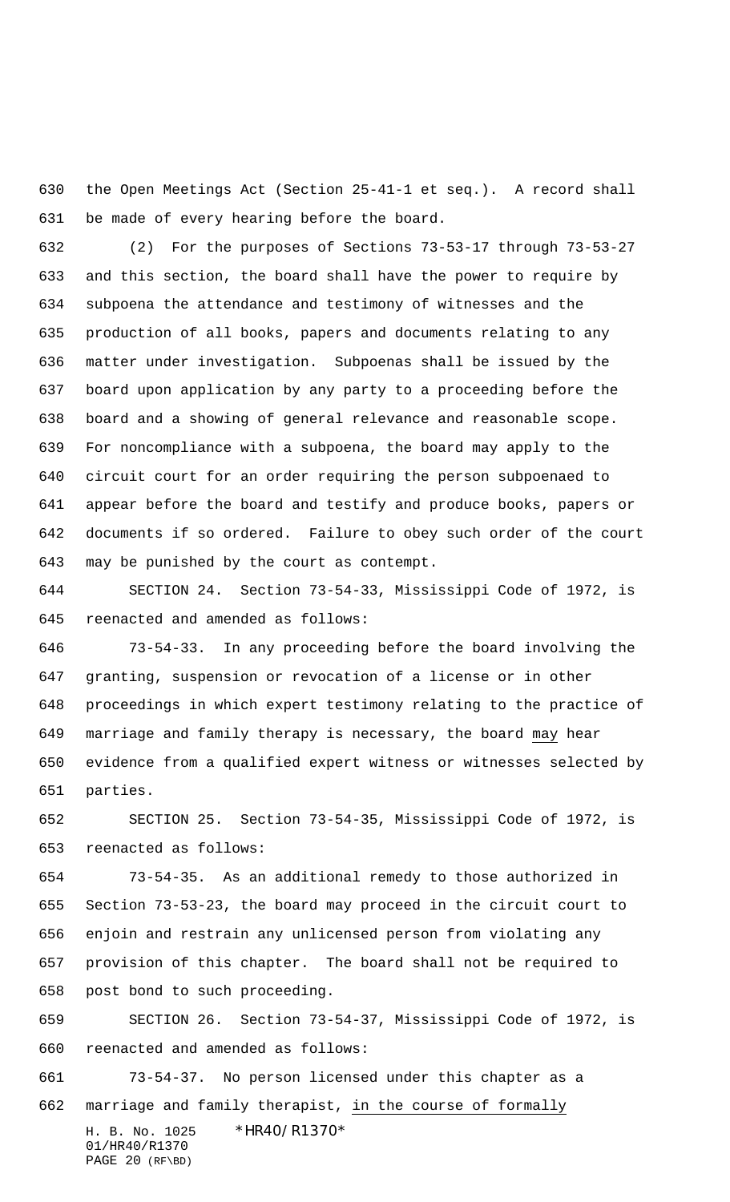the Open Meetings Act (Section 25-41-1 et seq.). A record shall be made of every hearing before the board.

(2) For the purposes of Sections 73-53-17 through 73-53-27 and this section, the board shall have the power to require by subpoena the attendance and testimony of witnesses and the production of all books, papers and documents relating to any matter under investigation. Subpoenas shall be issued by the board upon application by any party to a proceeding before the board and a showing of general relevance and reasonable scope. For noncompliance with a subpoena, the board may apply to the circuit court for an order requiring the person subpoenaed to appear before the board and testify and produce books, papers or documents if so ordered. Failure to obey such order of the court may be punished by the court as contempt.

SECTION 24. Section 73-54-33, Mississippi Code of 1972, is reenacted and amended as follows:

73-54-33. In any proceeding before the board involving the granting, suspension or revocation of a license or in other proceedings in which expert testimony relating to the practice of marriage and family therapy is necessary, the board may hear evidence from a qualified expert witness or witnesses selected by parties.

SECTION 25. Section 73-54-35, Mississippi Code of 1972, is reenacted as follows:

73-54-35. As an additional remedy to those authorized in Section 73-53-23, the board may proceed in the circuit court to enjoin and restrain any unlicensed person from violating any provision of this chapter. The board shall not be required to post bond to such proceeding.

SECTION 26. Section 73-54-37, Mississippi Code of 1972, is reenacted and amended as follows:

73-54-37. No person licensed under this chapter as a marriage and family therapist, in the course of formally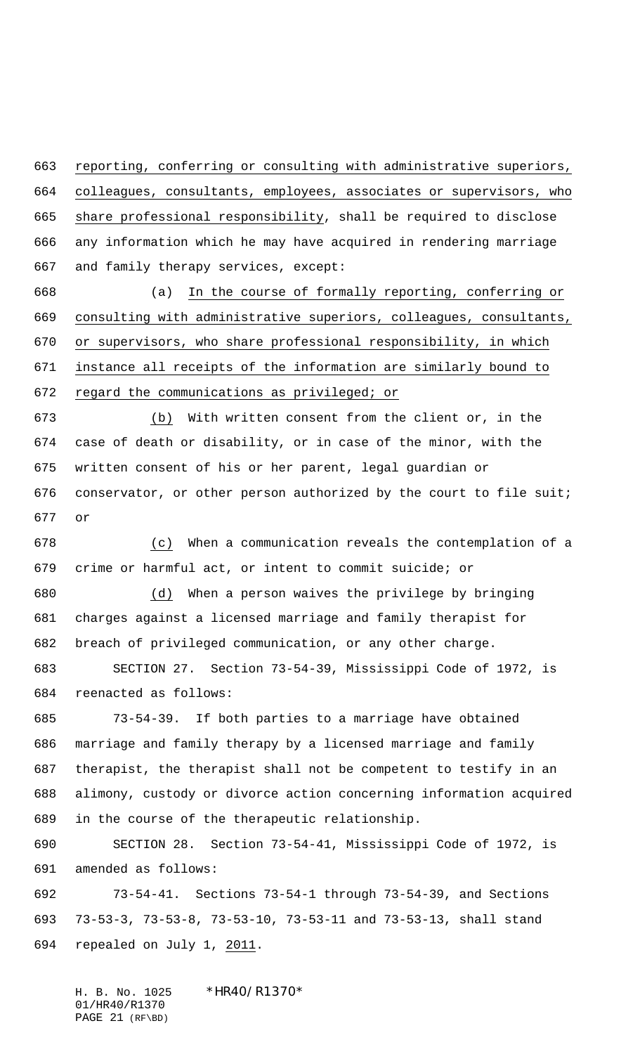reporting, conferring or consulting with administrative superiors, colleagues, consultants, employees, associates or supervisors, who share professional responsibility, shall be required to disclose any information which he may have acquired in rendering marriage and family therapy services, except:

(a) In the course of formally reporting, conferring or consulting with administrative superiors, colleagues, consultants, or supervisors, who share professional responsibility, in which instance all receipts of the information are similarly bound to regard the communications as privileged; or

(b) With written consent from the client or, in the case of death or disability, or in case of the minor, with the written consent of his or her parent, legal guardian or conservator, or other person authorized by the court to file suit; or

(c) When a communication reveals the contemplation of a crime or harmful act, or intent to commit suicide; or

(d) When a person waives the privilege by bringing charges against a licensed marriage and family therapist for breach of privileged communication, or any other charge.

SECTION 27. Section 73-54-39, Mississippi Code of 1972, is reenacted as follows:

73-54-39. If both parties to a marriage have obtained marriage and family therapy by a licensed marriage and family therapist, the therapist shall not be competent to testify in an alimony, custody or divorce action concerning information acquired in the course of the therapeutic relationship.

SECTION 28. Section 73-54-41, Mississippi Code of 1972, is amended as follows:

73-54-41. Sections 73-54-1 through 73-54-39, and Sections 73-53-3, 73-53-8, 73-53-10, 73-53-11 and 73-53-13, shall stand repealed on July 1, 2011.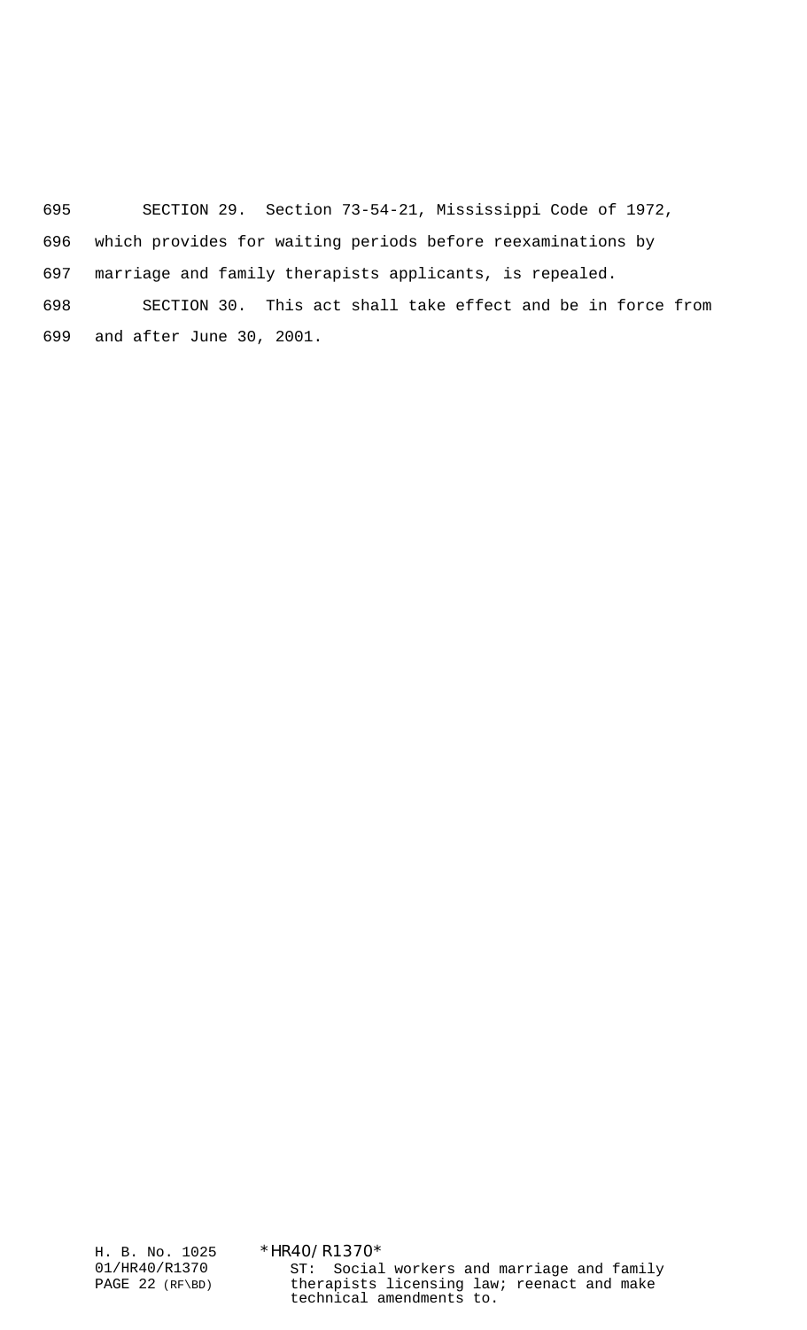SECTION 29. Section 73-54-21, Mississippi Code of 1972, which provides for waiting periods before reexaminations by marriage and family therapists applicants, is repealed.

SECTION 30. This act shall take effect and be in force from and after June 30, 2001.